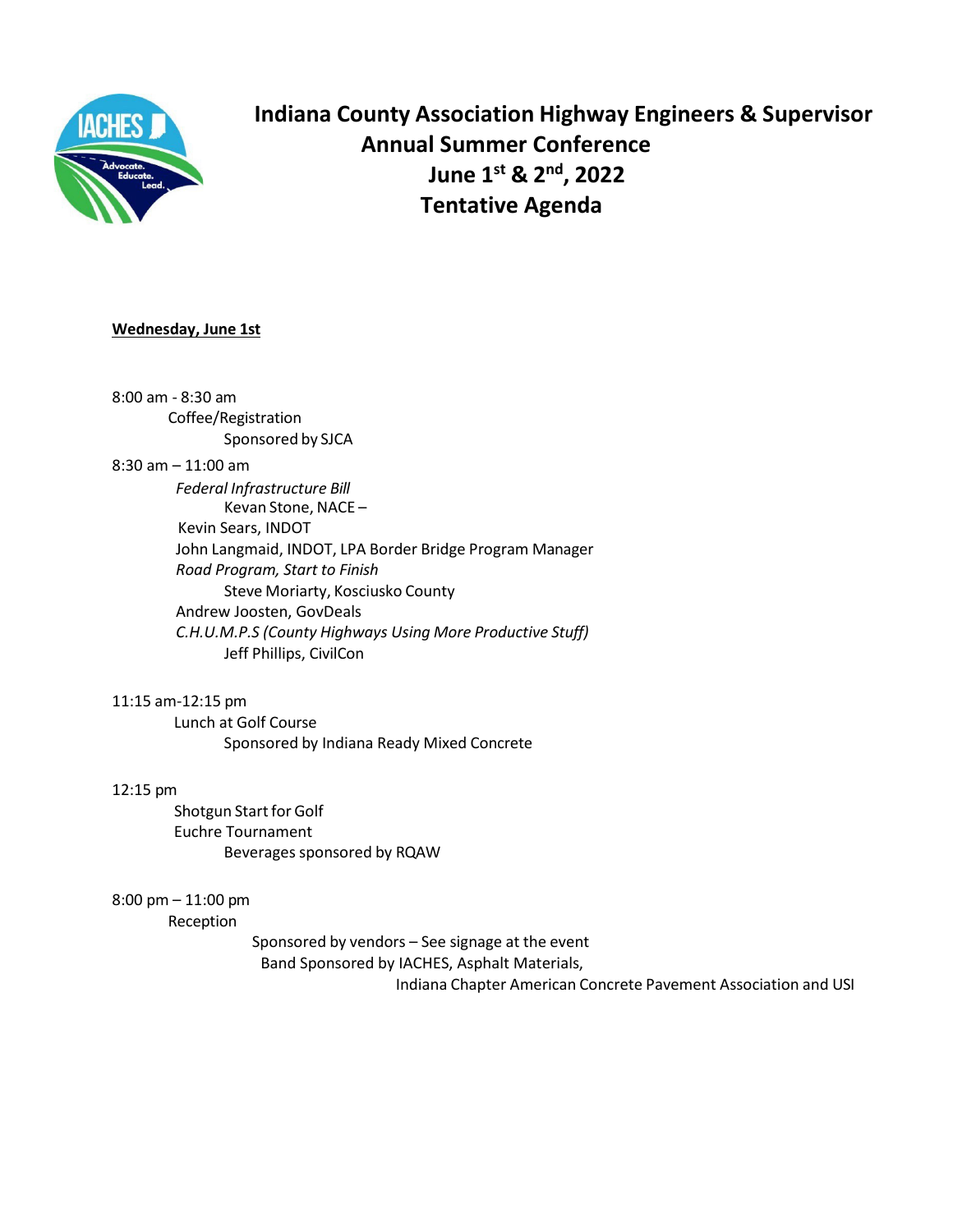# Indiana County Association Highway Engineers & Supervisor
## Annual Summer Conference
## June 1st & 2nd, 2022
## Tentative Agenda

**Wednesday, June 1st**

8:00 am - 8:30 am
Coffee/Registration
Sponsored by SJCA

8:30 am – 11:00 am
*Federal Infrastructure Bill*
Kevan Stone, NACE –
Kevin Sears, INDOT
John Langmaid, INDOT, LPA Border Bridge Program Manager
*Road Program, Start to Finish*
Steve Moriarty, Kosciusko County
Andrew Joosten, GovDeals
*C.H.U.M.P.S (County Highways Using More Productive Stuff)*
Jeff Phillips, CivilCon

11:15 am-12:15 pm
Lunch at Golf Course
Sponsored by Indiana Ready Mixed Concrete

12:15 pm
Shotgun Start for Golf
Euchre Tournament
Beverages sponsored by RQAW

8:00 pm – 11:00 pm
Reception
Sponsored by vendors – See signage at the event
Band Sponsored by IACHES, Asphalt Materials,
Indiana Chapter American Concrete Pavement Association and USI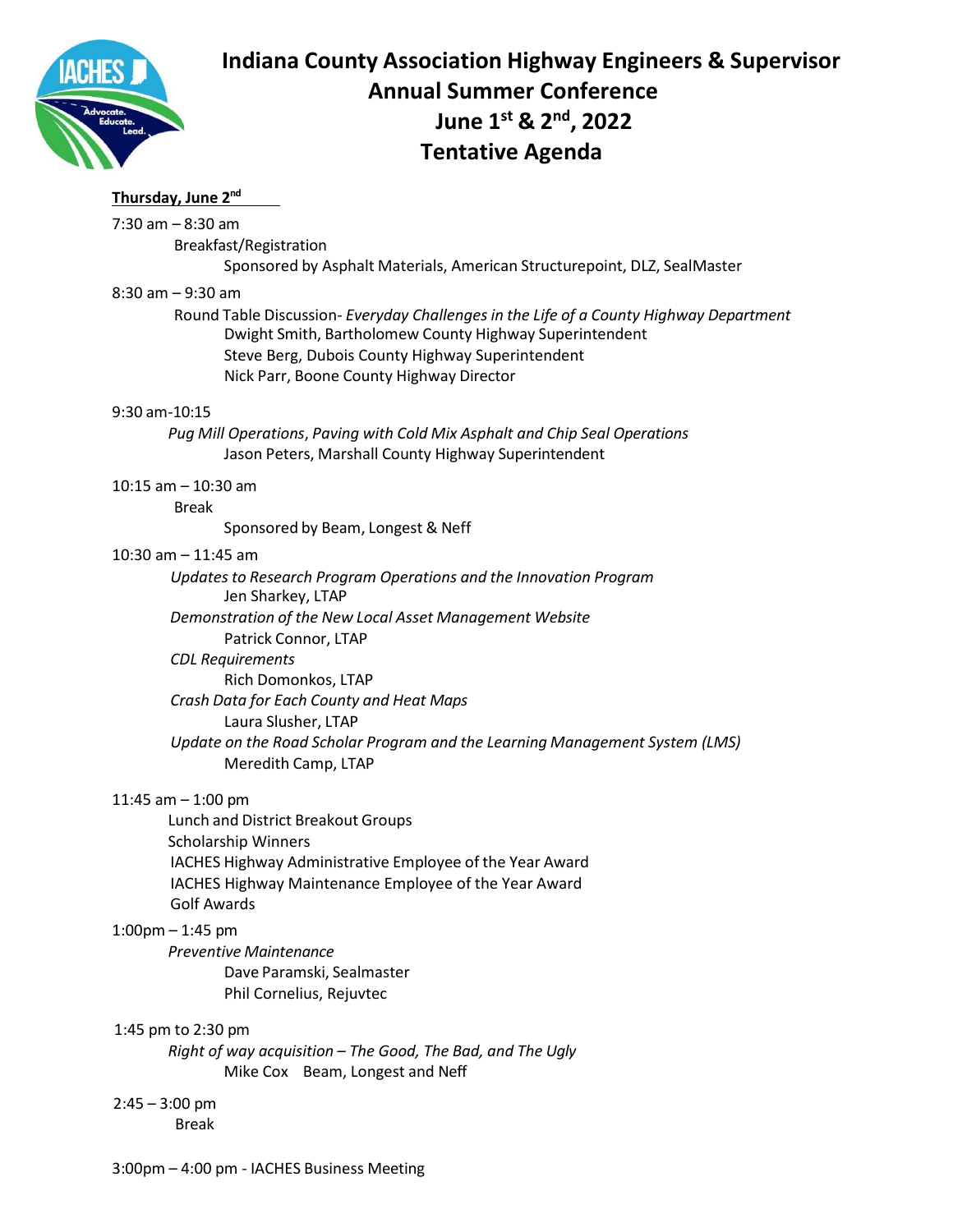# Indiana County Association Highway Engineers & Supervisor Annual Summer Conference

## June 1st & 2nd, 2022

## Tentative Agenda

**Thursday, June 2nd**

7:30 am – 8:30 am

Breakfast/Registration

Sponsored by Asphalt Materials, American Structurepoint, DLZ, SealMaster

8:30 am – 9:30 am

Round Table Discussion- *Everyday Challenges in the Life of a County Highway Department*

Dwight Smith, Bartholomew County Highway Superintendent
Steve Berg, Dubois County Highway Superintendent
Nick Parr, Boone County Highway Director

9:30 am-10:15

*Pug Mill Operations*, *Paving with Cold Mix Asphalt and Chip Seal Operations*

Jason Peters, Marshall County Highway Superintendent

10:15 am – 10:30 am

Break

Sponsored by Beam, Longest & Neff

10:30 am – 11:45 am

*Updates to Research Program Operations and the Innovation Program*

Jen Sharkey, LTAP

*Demonstration of the New Local Asset Management Website*

Patrick Connor, LTAP

*CDL Requirements*

Rich Domonkos, LTAP

*Crash Data for Each County and Heat Maps*

Laura Slusher, LTAP

*Update on the Road Scholar Program and the Learning Management System (LMS)*

Meredith Camp, LTAP

11:45 am – 1:00 pm

Lunch and District Breakout Groups
Scholarship Winners
IACHES Highway Administrative Employee of the Year Award
IACHES Highway Maintenance Employee of the Year Award
Golf Awards

1:00pm – 1:45 pm

*Preventive Maintenance*

Dave Paramski, Sealmaster
Phil Cornelius, Rejuvtec

1:45 pm to 2:30 pm

*Right of way acquisition – The Good, The Bad, and The Ugly*

Mike Cox Beam, Longest and Neff

2:45 – 3:00 pm

Break

3:00pm – 4:00 pm - IACHES Business Meeting